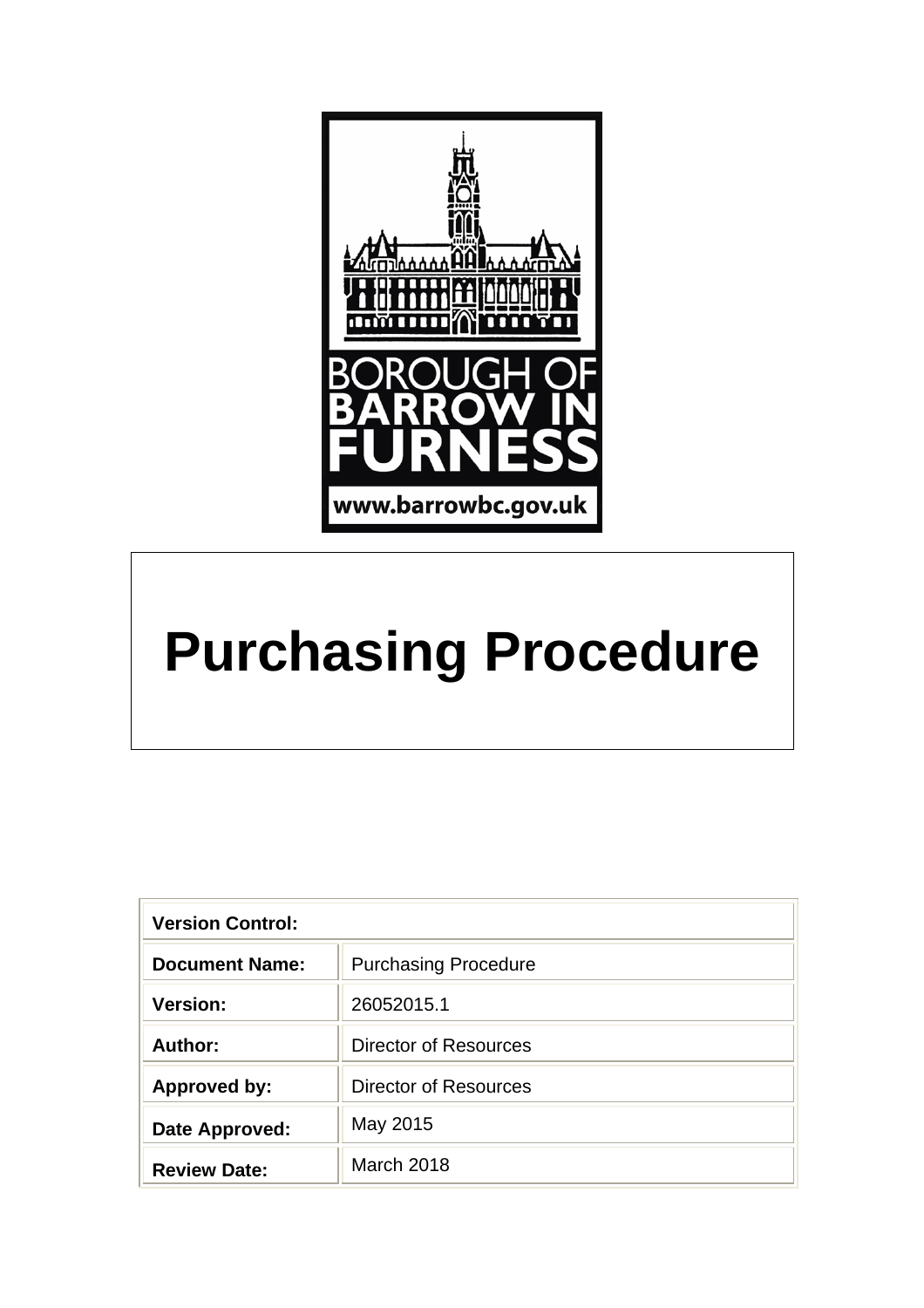BOROUGH OF BARROW IN FURNESS

www.barrowbc.gov.uk

# Purchasing Procedure

| Version Control: | |
|---|---|
| **Document Name:** | Purchasing Procedure |
| **Version:** | 26052015.1 |
| **Author:** | Director of Resources |
| **Approved by:** | Director of Resources |
| **Date Approved:** | May 2015 |
| **Review Date:** | March 2018 |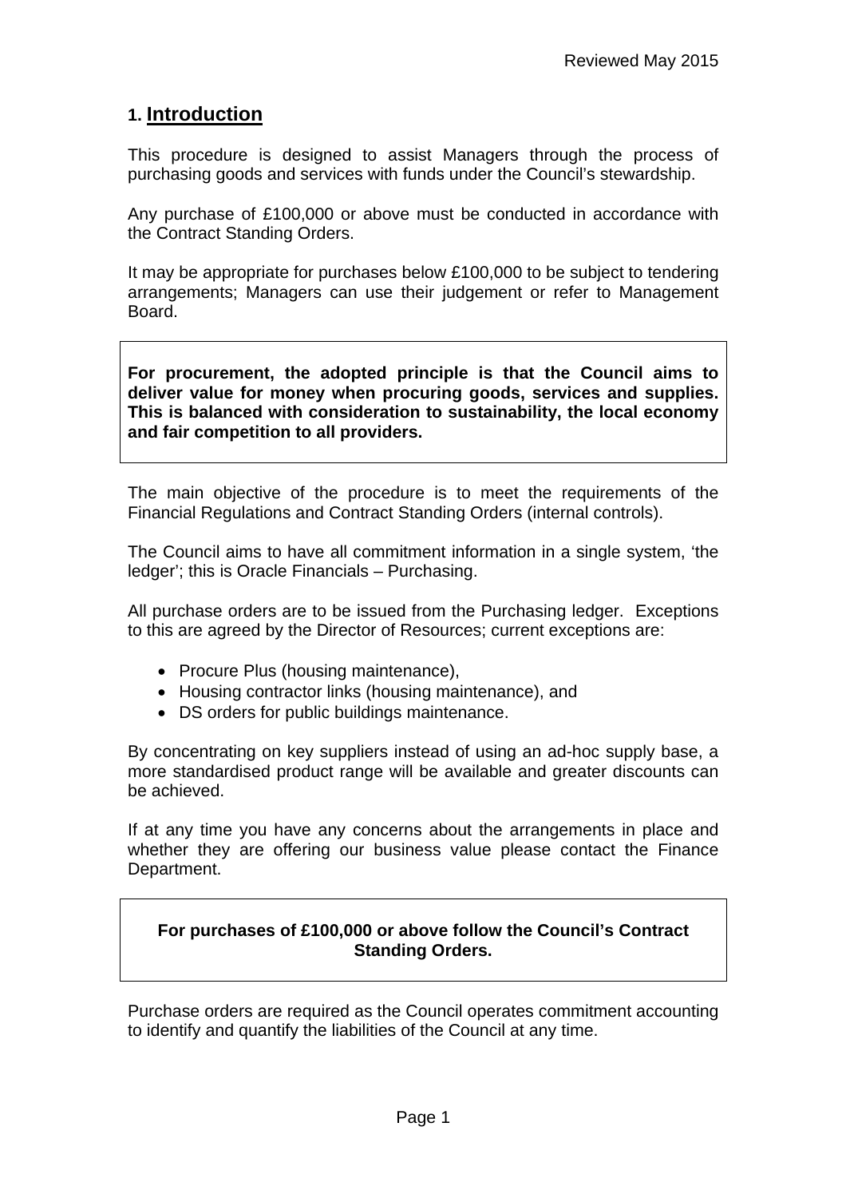Reviewed May 2015

## 1. Introduction

This procedure is designed to assist Managers through the process of purchasing goods and services with funds under the Council's stewardship.

Any purchase of £100,000 or above must be conducted in accordance with the Contract Standing Orders.

It may be appropriate for purchases below £100,000 to be subject to tendering arrangements; Managers can use their judgement or refer to Management Board.

**For procurement, the adopted principle is that the Council aims to deliver value for money when procuring goods, services and supplies. This is balanced with consideration to sustainability, the local economy and fair competition to all providers.**

The main objective of the procedure is to meet the requirements of the Financial Regulations and Contract Standing Orders (internal controls).

The Council aims to have all commitment information in a single system, 'the ledger'; this is Oracle Financials – Purchasing.

All purchase orders are to be issued from the Purchasing ledger. Exceptions to this are agreed by the Director of Resources; current exceptions are:

- Procure Plus (housing maintenance),
- Housing contractor links (housing maintenance), and
- DS orders for public buildings maintenance.

By concentrating on key suppliers instead of using an ad-hoc supply base, a more standardised product range will be available and greater discounts can be achieved.

If at any time you have any concerns about the arrangements in place and whether they are offering our business value please contact the Finance Department.

**For purchases of £100,000 or above follow the Council's Contract Standing Orders.**

Purchase orders are required as the Council operates commitment accounting to identify and quantify the liabilities of the Council at any time.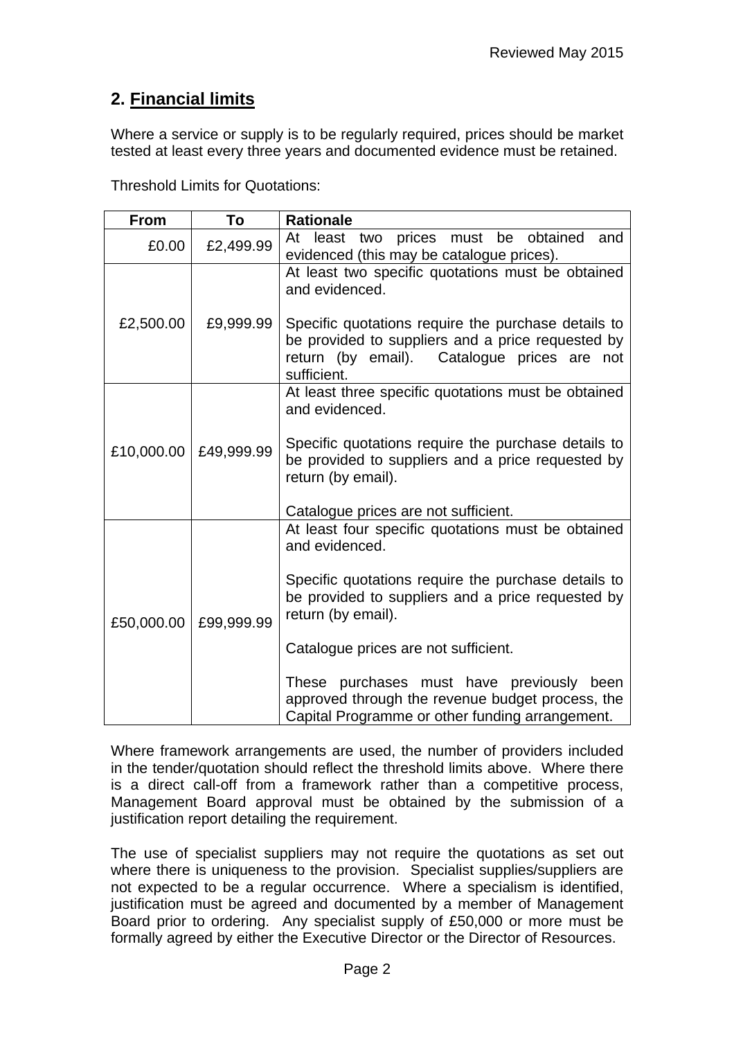## 2. Financial limits

Where a service or supply is to be regularly required, prices should be market tested at least every three years and documented evidence must be retained.

Threshold Limits for Quotations:

| From | To | Rationale |
|---:|---:|---|
| £0.00 | £2,499.99 | At least two prices must be obtained and evidenced (this may be catalogue prices). |
| £2,500.00 | £9,999.99 | At least two specific quotations must be obtained and evidenced.<br><br>Specific quotations require the purchase details to be provided to suppliers and a price requested by return (by email). Catalogue prices are not sufficient. |
| £10,000.00 | £49,999.99 | At least three specific quotations must be obtained and evidenced.<br><br>Specific quotations require the purchase details to be provided to suppliers and a price requested by return (by email).<br><br>Catalogue prices are not sufficient. |
| £50,000.00 | £99,999.99 | At least four specific quotations must be obtained and evidenced.<br><br>Specific quotations require the purchase details to be provided to suppliers and a price requested by return (by email).<br><br>Catalogue prices are not sufficient.<br><br>These purchases must have previously been approved through the revenue budget process, the Capital Programme or other funding arrangement. |

Where framework arrangements are used, the number of providers included in the tender/quotation should reflect the threshold limits above. Where there is a direct call-off from a framework rather than a competitive process, Management Board approval must be obtained by the submission of a justification report detailing the requirement.

The use of specialist suppliers may not require the quotations as set out where there is uniqueness to the provision. Specialist supplies/suppliers are not expected to be a regular occurrence. Where a specialism is identified, justification must be agreed and documented by a member of Management Board prior to ordering. Any specialist supply of £50,000 or more must be formally agreed by either the Executive Director or the Director of Resources.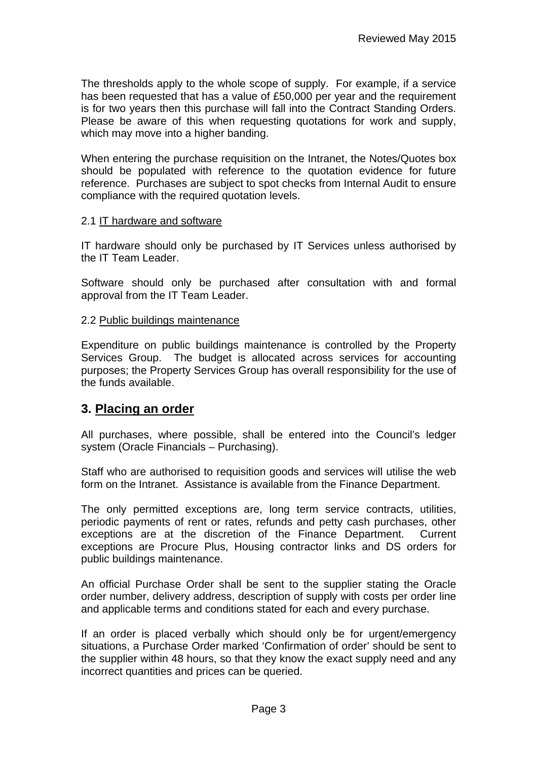The thresholds apply to the whole scope of supply. For example, if a service has been requested that has a value of £50,000 per year and the requirement is for two years then this purchase will fall into the Contract Standing Orders. Please be aware of this when requesting quotations for work and supply, which may move into a higher banding.

When entering the purchase requisition on the Intranet, the Notes/Quotes box should be populated with reference to the quotation evidence for future reference. Purchases are subject to spot checks from Internal Audit to ensure compliance with the required quotation levels.

2.1 IT hardware and software

IT hardware should only be purchased by IT Services unless authorised by the IT Team Leader.

Software should only be purchased after consultation with and formal approval from the IT Team Leader.

2.2 Public buildings maintenance

Expenditure on public buildings maintenance is controlled by the Property Services Group. The budget is allocated across services for accounting purposes; the Property Services Group has overall responsibility for the use of the funds available.

## 3. Placing an order

All purchases, where possible, shall be entered into the Council's ledger system (Oracle Financials – Purchasing).

Staff who are authorised to requisition goods and services will utilise the web form on the Intranet. Assistance is available from the Finance Department.

The only permitted exceptions are, long term service contracts, utilities, periodic payments of rent or rates, refunds and petty cash purchases, other exceptions are at the discretion of the Finance Department. Current exceptions are Procure Plus, Housing contractor links and DS orders for public buildings maintenance.

An official Purchase Order shall be sent to the supplier stating the Oracle order number, delivery address, description of supply with costs per order line and applicable terms and conditions stated for each and every purchase.

If an order is placed verbally which should only be for urgent/emergency situations, a Purchase Order marked 'Confirmation of order' should be sent to the supplier within 48 hours, so that they know the exact supply need and any incorrect quantities and prices can be queried.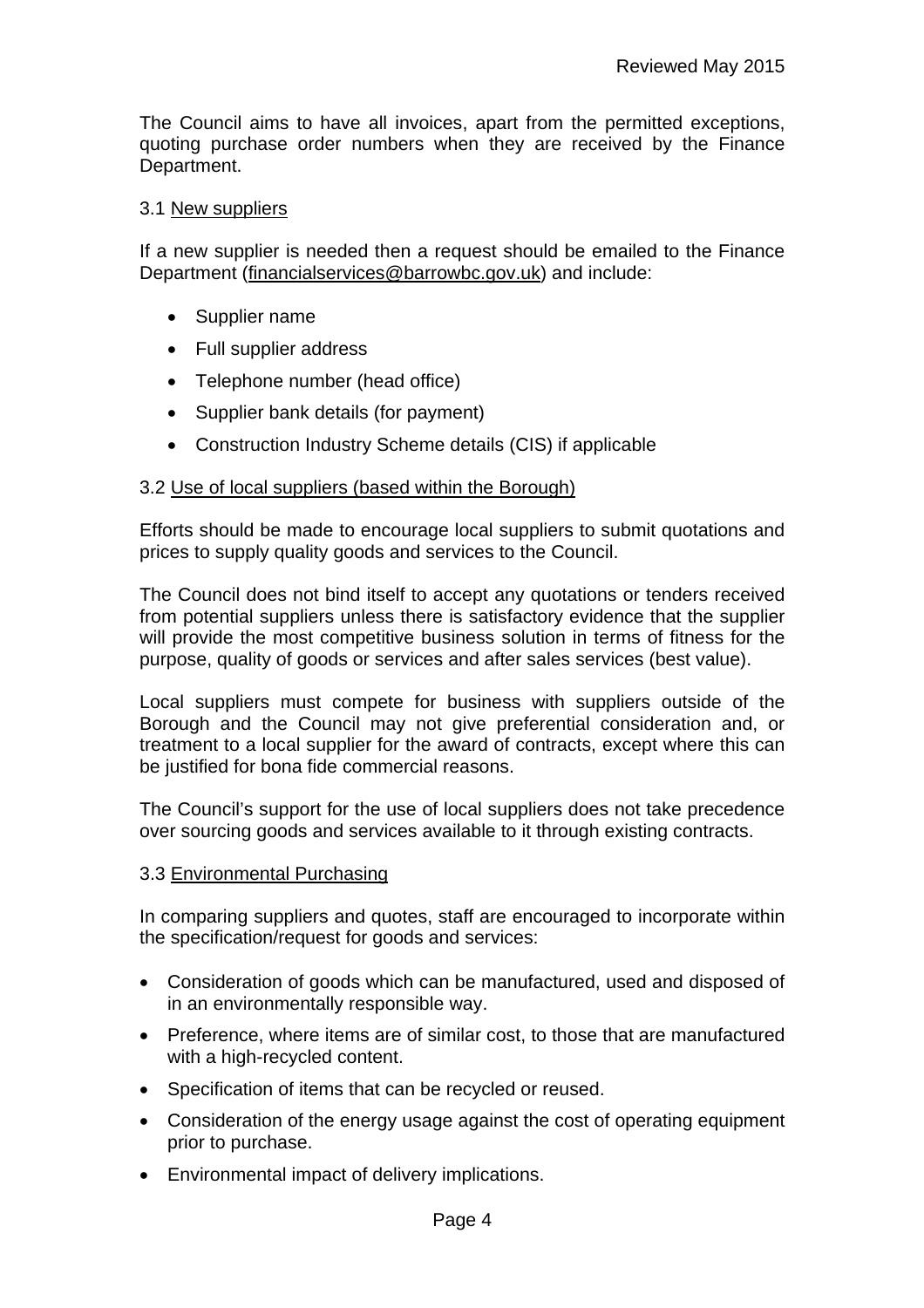The Council aims to have all invoices, apart from the permitted exceptions, quoting purchase order numbers when they are received by the Finance Department.

### 3.1 New suppliers

If a new supplier is needed then a request should be emailed to the Finance Department (financialservices@barrowbc.gov.uk) and include:

- Supplier name
- Full supplier address
- Telephone number (head office)
- Supplier bank details (for payment)
- Construction Industry Scheme details (CIS) if applicable

### 3.2 Use of local suppliers (based within the Borough)

Efforts should be made to encourage local suppliers to submit quotations and prices to supply quality goods and services to the Council.

The Council does not bind itself to accept any quotations or tenders received from potential suppliers unless there is satisfactory evidence that the supplier will provide the most competitive business solution in terms of fitness for the purpose, quality of goods or services and after sales services (best value).

Local suppliers must compete for business with suppliers outside of the Borough and the Council may not give preferential consideration and, or treatment to a local supplier for the award of contracts, except where this can be justified for bona fide commercial reasons.

The Council's support for the use of local suppliers does not take precedence over sourcing goods and services available to it through existing contracts.

### 3.3 Environmental Purchasing

In comparing suppliers and quotes, staff are encouraged to incorporate within the specification/request for goods and services:

- Consideration of goods which can be manufactured, used and disposed of in an environmentally responsible way.
- Preference, where items are of similar cost, to those that are manufactured with a high-recycled content.
- Specification of items that can be recycled or reused.
- Consideration of the energy usage against the cost of operating equipment prior to purchase.
- Environmental impact of delivery implications.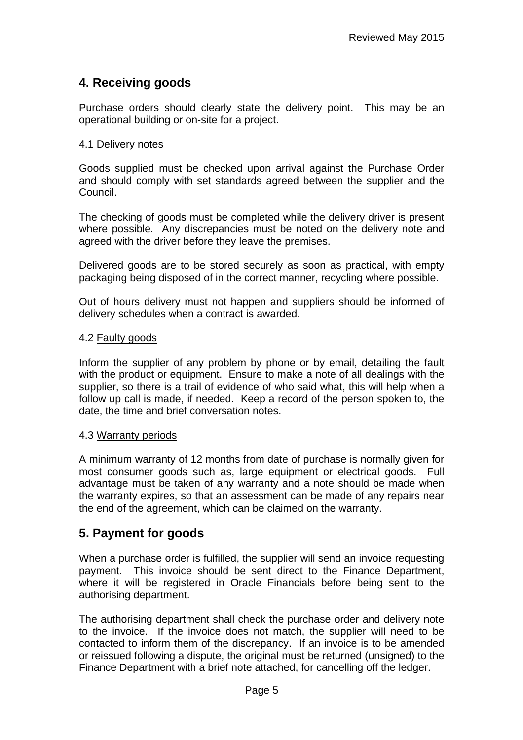## 4. Receiving goods

Purchase orders should clearly state the delivery point. This may be an operational building or on-site for a project.

### 4.1 Delivery notes

Goods supplied must be checked upon arrival against the Purchase Order and should comply with set standards agreed between the supplier and the Council.

The checking of goods must be completed while the delivery driver is present where possible. Any discrepancies must be noted on the delivery note and agreed with the driver before they leave the premises.

Delivered goods are to be stored securely as soon as practical, with empty packaging being disposed of in the correct manner, recycling where possible.

Out of hours delivery must not happen and suppliers should be informed of delivery schedules when a contract is awarded.

### 4.2 Faulty goods

Inform the supplier of any problem by phone or by email, detailing the fault with the product or equipment. Ensure to make a note of all dealings with the supplier, so there is a trail of evidence of who said what, this will help when a follow up call is made, if needed. Keep a record of the person spoken to, the date, the time and brief conversation notes.

### 4.3 Warranty periods

A minimum warranty of 12 months from date of purchase is normally given for most consumer goods such as, large equipment or electrical goods. Full advantage must be taken of any warranty and a note should be made when the warranty expires, so that an assessment can be made of any repairs near the end of the agreement, which can be claimed on the warranty.

## 5. Payment for goods

When a purchase order is fulfilled, the supplier will send an invoice requesting payment. This invoice should be sent direct to the Finance Department, where it will be registered in Oracle Financials before being sent to the authorising department.

The authorising department shall check the purchase order and delivery note to the invoice. If the invoice does not match, the supplier will need to be contacted to inform them of the discrepancy. If an invoice is to be amended or reissued following a dispute, the original must be returned (unsigned) to the Finance Department with a brief note attached, for cancelling off the ledger.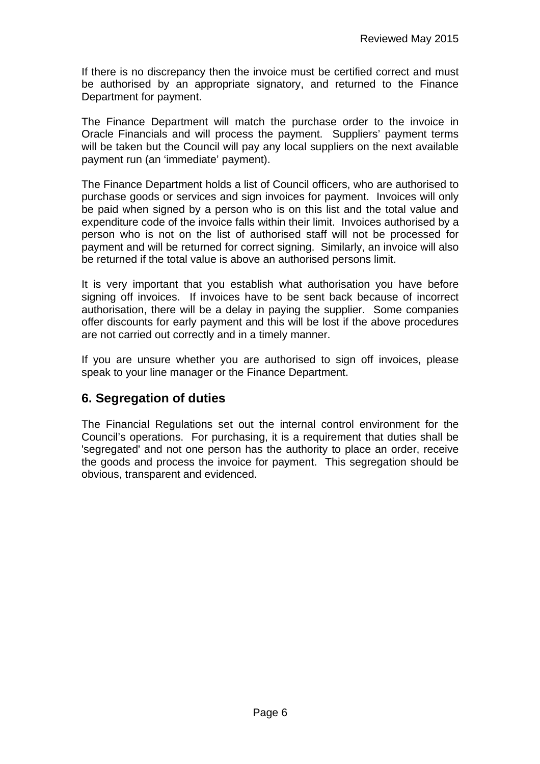If there is no discrepancy then the invoice must be certified correct and must be authorised by an appropriate signatory, and returned to the Finance Department for payment.

The Finance Department will match the purchase order to the invoice in Oracle Financials and will process the payment. Suppliers' payment terms will be taken but the Council will pay any local suppliers on the next available payment run (an 'immediate' payment).

The Finance Department holds a list of Council officers, who are authorised to purchase goods or services and sign invoices for payment. Invoices will only be paid when signed by a person who is on this list and the total value and expenditure code of the invoice falls within their limit. Invoices authorised by a person who is not on the list of authorised staff will not be processed for payment and will be returned for correct signing. Similarly, an invoice will also be returned if the total value is above an authorised persons limit.

It is very important that you establish what authorisation you have before signing off invoices. If invoices have to be sent back because of incorrect authorisation, there will be a delay in paying the supplier. Some companies offer discounts for early payment and this will be lost if the above procedures are not carried out correctly and in a timely manner.

If you are unsure whether you are authorised to sign off invoices, please speak to your line manager or the Finance Department.

## 6. Segregation of duties

The Financial Regulations set out the internal control environment for the Council's operations. For purchasing, it is a requirement that duties shall be 'segregated' and not one person has the authority to place an order, receive the goods and process the invoice for payment. This segregation should be obvious, transparent and evidenced.